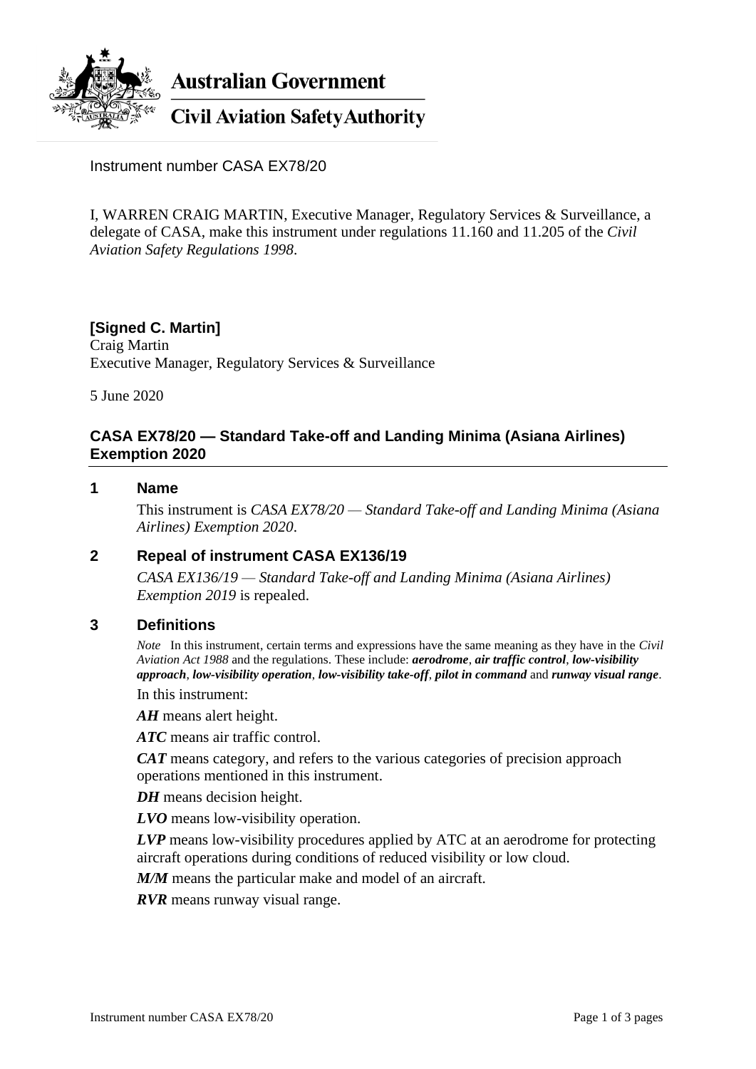**Australian Government**

**Civil Aviation Safety Authority**

Instrument number CASA EX78/20

I, WARREN CRAIG MARTIN, Executive Manager, Regulatory Services & Surveillance, a delegate of CASA, make this instrument under regulations 11.160 and 11.205 of the *Civil Aviation Safety Regulations 1998*.

**[Signed C. Martin]**
Craig Martin
Executive Manager, Regulatory Services & Surveillance

5 June 2020

## CASA EX78/20 — Standard Take-off and Landing Minima (Asiana Airlines) Exemption 2020

### 1 Name

This instrument is *CASA EX78/20 — Standard Take-off and Landing Minima (Asiana Airlines) Exemption 2020*.

### 2 Repeal of instrument CASA EX136/19

*CASA EX136/19 — Standard Take-off and Landing Minima (Asiana Airlines) Exemption 2019* is repealed.

### 3 Definitions

*Note* In this instrument, certain terms and expressions have the same meaning as they have in the *Civil Aviation Act 1988* and the regulations. These include: ***aerodrome***, ***air traffic control***, ***low-visibility approach***, ***low-visibility operation***, ***low-visibility take-off***, ***pilot in command*** and ***runway visual range***.

In this instrument:

***AH*** means alert height.

***ATC*** means air traffic control.

***CAT*** means category, and refers to the various categories of precision approach operations mentioned in this instrument.

***DH*** means decision height.

***LVO*** means low-visibility operation.

***LVP*** means low-visibility procedures applied by ATC at an aerodrome for protecting aircraft operations during conditions of reduced visibility or low cloud.

***M/M*** means the particular make and model of an aircraft.

***RVR*** means runway visual range.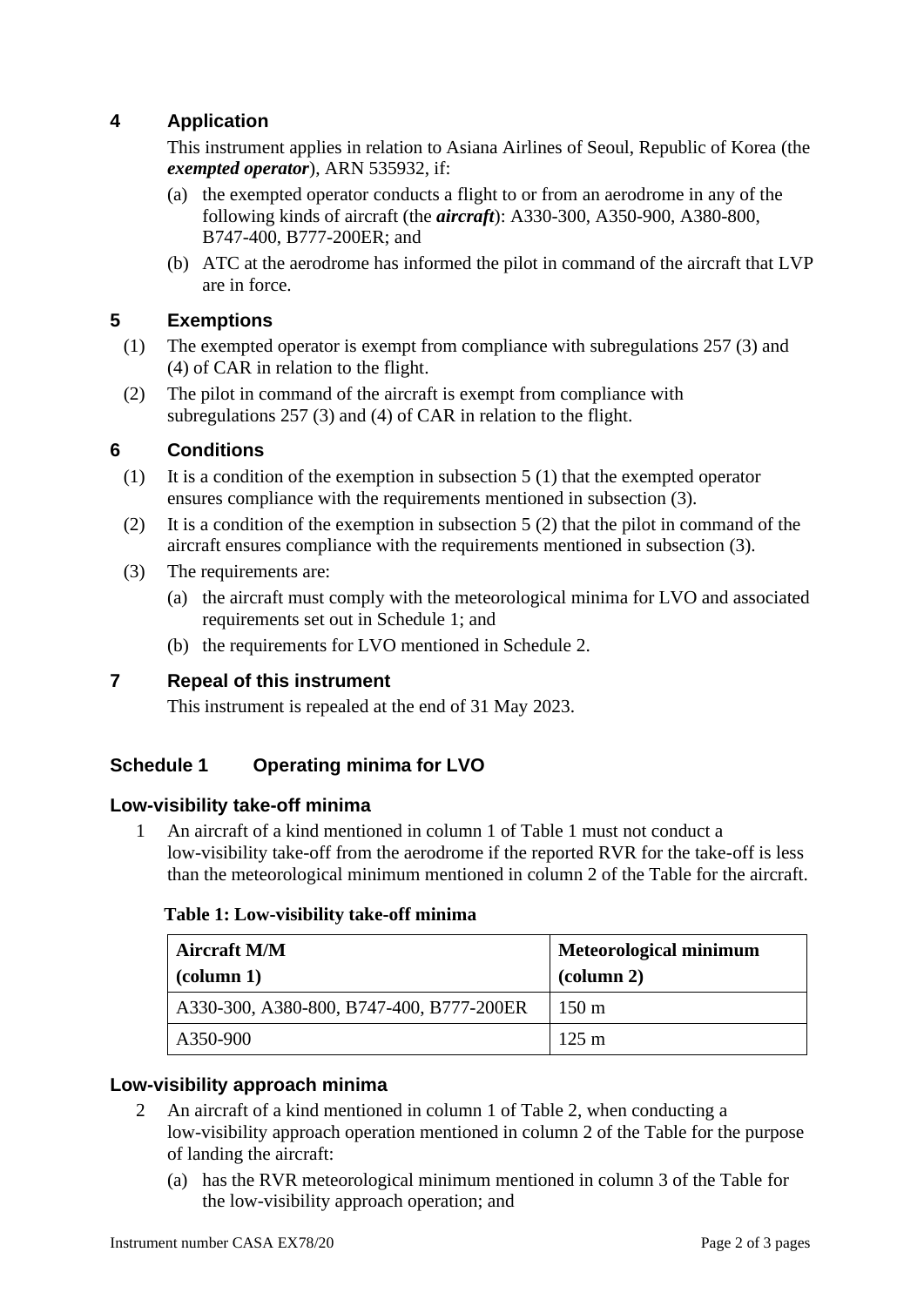## 4 Application

This instrument applies in relation to Asiana Airlines of Seoul, Republic of Korea (the ***exempted operator***), ARN 535932, if:

(a) the exempted operator conducts a flight to or from an aerodrome in any of the following kinds of aircraft (the ***aircraft***): A330-300, A350-900, A380-800, B747-400, B777-200ER; and

(b) ATC at the aerodrome has informed the pilot in command of the aircraft that LVP are in force.

## 5 Exemptions

(1) The exempted operator is exempt from compliance with subregulations 257 (3) and (4) of CAR in relation to the flight.

(2) The pilot in command of the aircraft is exempt from compliance with subregulations 257 (3) and (4) of CAR in relation to the flight.

## 6 Conditions

(1) It is a condition of the exemption in subsection 5 (1) that the exempted operator ensures compliance with the requirements mentioned in subsection (3).

(2) It is a condition of the exemption in subsection 5 (2) that the pilot in command of the aircraft ensures compliance with the requirements mentioned in subsection (3).

(3) The requirements are:

(a) the aircraft must comply with the meteorological minima for LVO and associated requirements set out in Schedule 1; and

(b) the requirements for LVO mentioned in Schedule 2.

## 7 Repeal of this instrument

This instrument is repealed at the end of 31 May 2023.

## Schedule 1 Operating minima for LVO

### Low-visibility take-off minima

1 An aircraft of a kind mentioned in column 1 of Table 1 must not conduct a low-visibility take-off from the aerodrome if the reported RVR for the take-off is less than the meteorological minimum mentioned in column 2 of the Table for the aircraft.

**Table 1: Low-visibility take-off minima**

| **Aircraft M/M (column 1)** | **Meteorological minimum (column 2)** |
|---|---|
| A330-300, A380-800, B747-400, B777-200ER | 150 m |
| A350-900 | 125 m |

### Low-visibility approach minima

2 An aircraft of a kind mentioned in column 1 of Table 2, when conducting a low-visibility approach operation mentioned in column 2 of the Table for the purpose of landing the aircraft:

(a) has the RVR meteorological minimum mentioned in column 3 of the Table for the low-visibility approach operation; and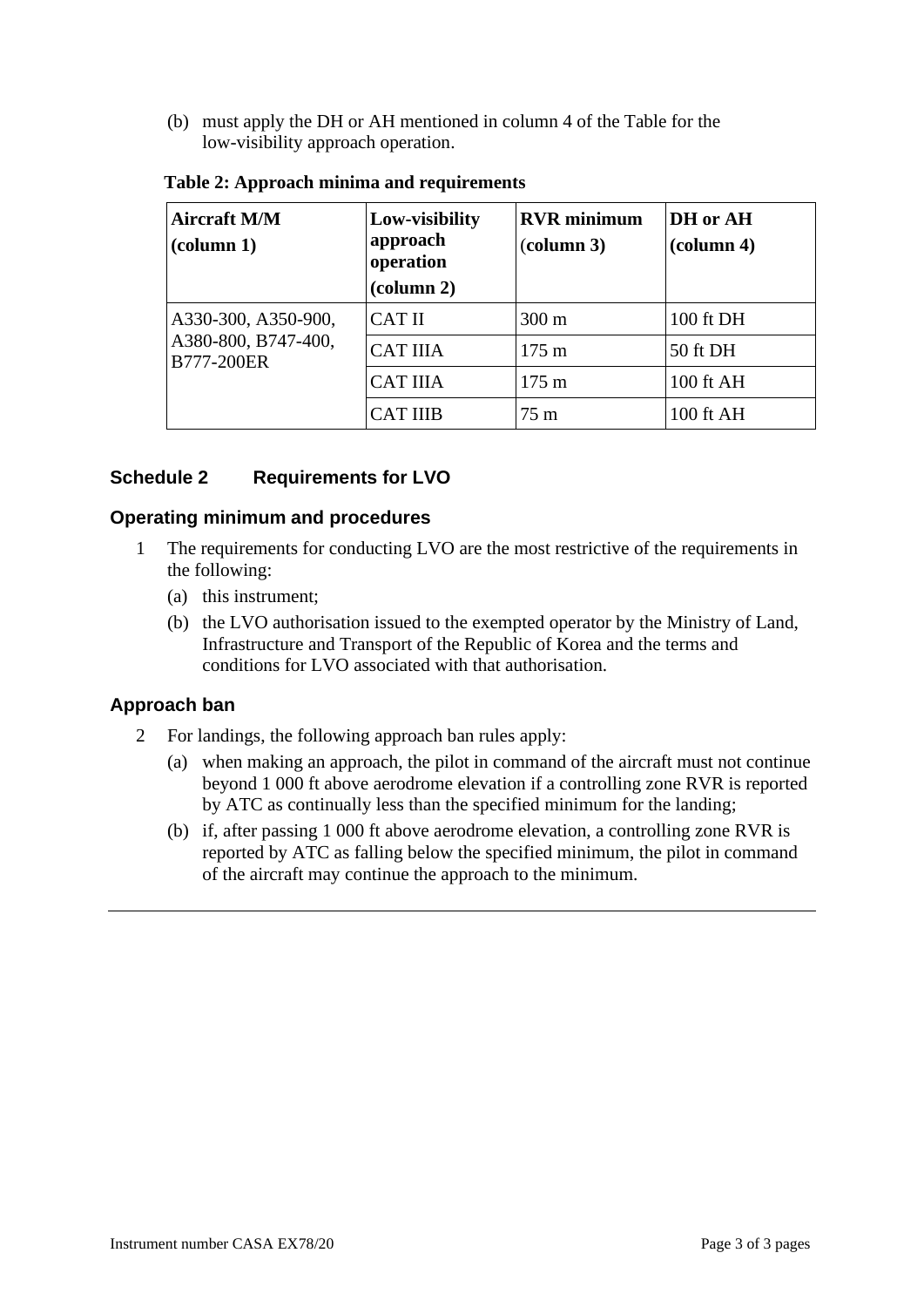(b) must apply the DH or AH mentioned in column 4 of the Table for the low-visibility approach operation.

**Table 2: Approach minima and requirements**

| **Aircraft M/M (column 1)** | **Low-visibility approach operation (column 2)** | **RVR minimum (column 3)** | **DH or AH (column 4)** |
|---|---|---|---|
| A330-300, A350-900, A380-800, B747-400, B777-200ER | CAT II | 300 m | 100 ft DH |
| | CAT IIIA | 175 m | 50 ft DH |
| | CAT IIIA | 175 m | 100 ft AH |
| | CAT IIIB | 75 m | 100 ft AH |

## Schedule 2 Requirements for LVO

### Operating minimum and procedures

1 The requirements for conducting LVO are the most restrictive of the requirements in the following:

(a) this instrument;

(b) the LVO authorisation issued to the exempted operator by the Ministry of Land, Infrastructure and Transport of the Republic of Korea and the terms and conditions for LVO associated with that authorisation.

### Approach ban

2 For landings, the following approach ban rules apply:

(a) when making an approach, the pilot in command of the aircraft must not continue beyond 1 000 ft above aerodrome elevation if a controlling zone RVR is reported by ATC as continually less than the specified minimum for the landing;

(b) if, after passing 1 000 ft above aerodrome elevation, a controlling zone RVR is reported by ATC as falling below the specified minimum, the pilot in command of the aircraft may continue the approach to the minimum.